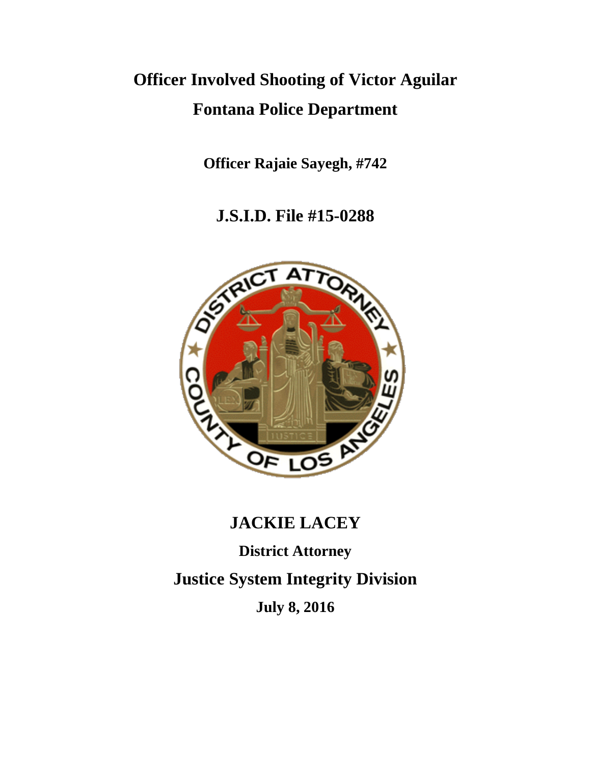# Officer Involved Shooting of Victor Aguilar

# Fontana Police Department

**Officer Rajaie Sayegh, #742**

## J.S.I.D. File #15-0288

## JACKIE LACEY

**District Attorney**

## Justice System Integrity Division

**July 8, 2016**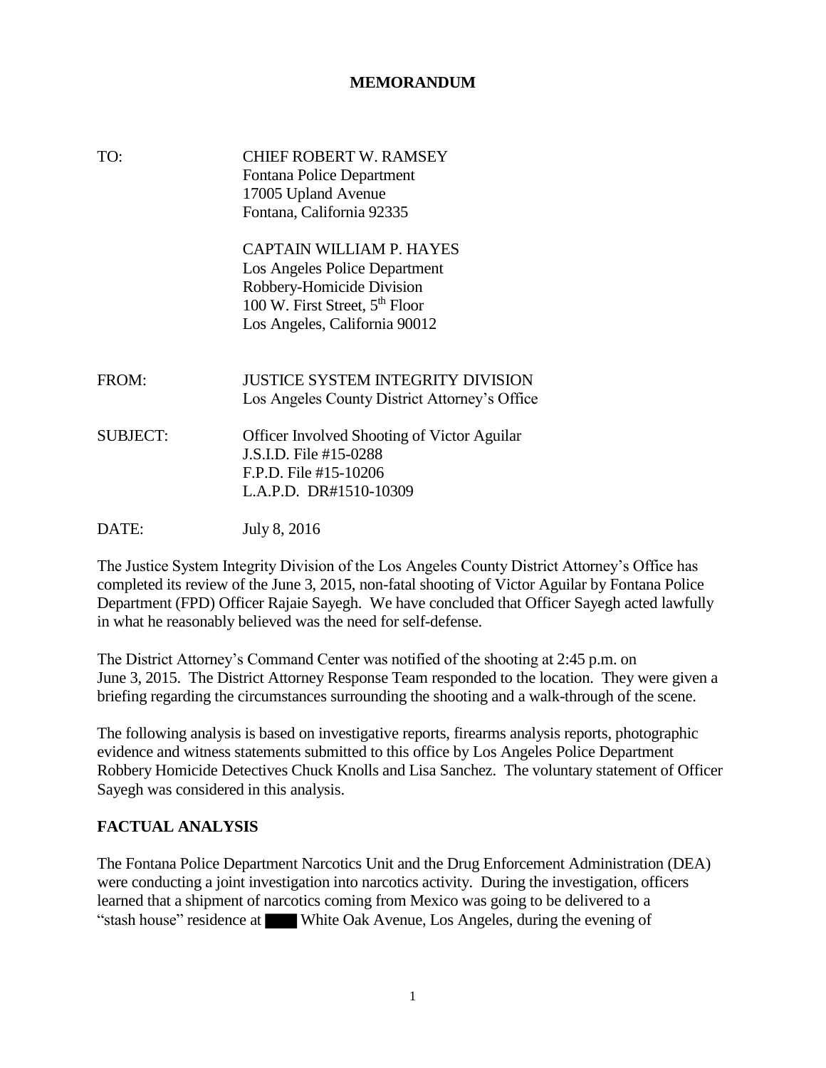**MEMORANDUM**

TO: CHIEF ROBERT W. RAMSEY
Fontana Police Department
17005 Upland Avenue
Fontana, California 92335

CAPTAIN WILLIAM P. HAYES
Los Angeles Police Department
Robbery-Homicide Division
100 W. First Street, 5th Floor
Los Angeles, California 90012

FROM: JUSTICE SYSTEM INTEGRITY DIVISION
Los Angeles County District Attorney's Office

SUBJECT: Officer Involved Shooting of Victor Aguilar
J.S.I.D. File #15-0288
F.P.D. File #15-10206
L.A.P.D. DR#1510-10309

DATE: July 8, 2016

The Justice System Integrity Division of the Los Angeles County District Attorney's Office has completed its review of the June 3, 2015, non-fatal shooting of Victor Aguilar by Fontana Police Department (FPD) Officer Rajaie Sayegh. We have concluded that Officer Sayegh acted lawfully in what he reasonably believed was the need for self-defense.

The District Attorney's Command Center was notified of the shooting at 2:45 p.m. on June 3, 2015. The District Attorney Response Team responded to the location. They were given a briefing regarding the circumstances surrounding the shooting and a walk-through of the scene.

The following analysis is based on investigative reports, firearms analysis reports, photographic evidence and witness statements submitted to this office by Los Angeles Police Department Robbery Homicide Detectives Chuck Knolls and Lisa Sanchez. The voluntary statement of Officer Sayegh was considered in this analysis.

## FACTUAL ANALYSIS

The Fontana Police Department Narcotics Unit and the Drug Enforcement Administration (DEA) were conducting a joint investigation into narcotics activity. During the investigation, officers learned that a shipment of narcotics coming from Mexico was going to be delivered to a "stash house" residence at ████ White Oak Avenue, Los Angeles, during the evening of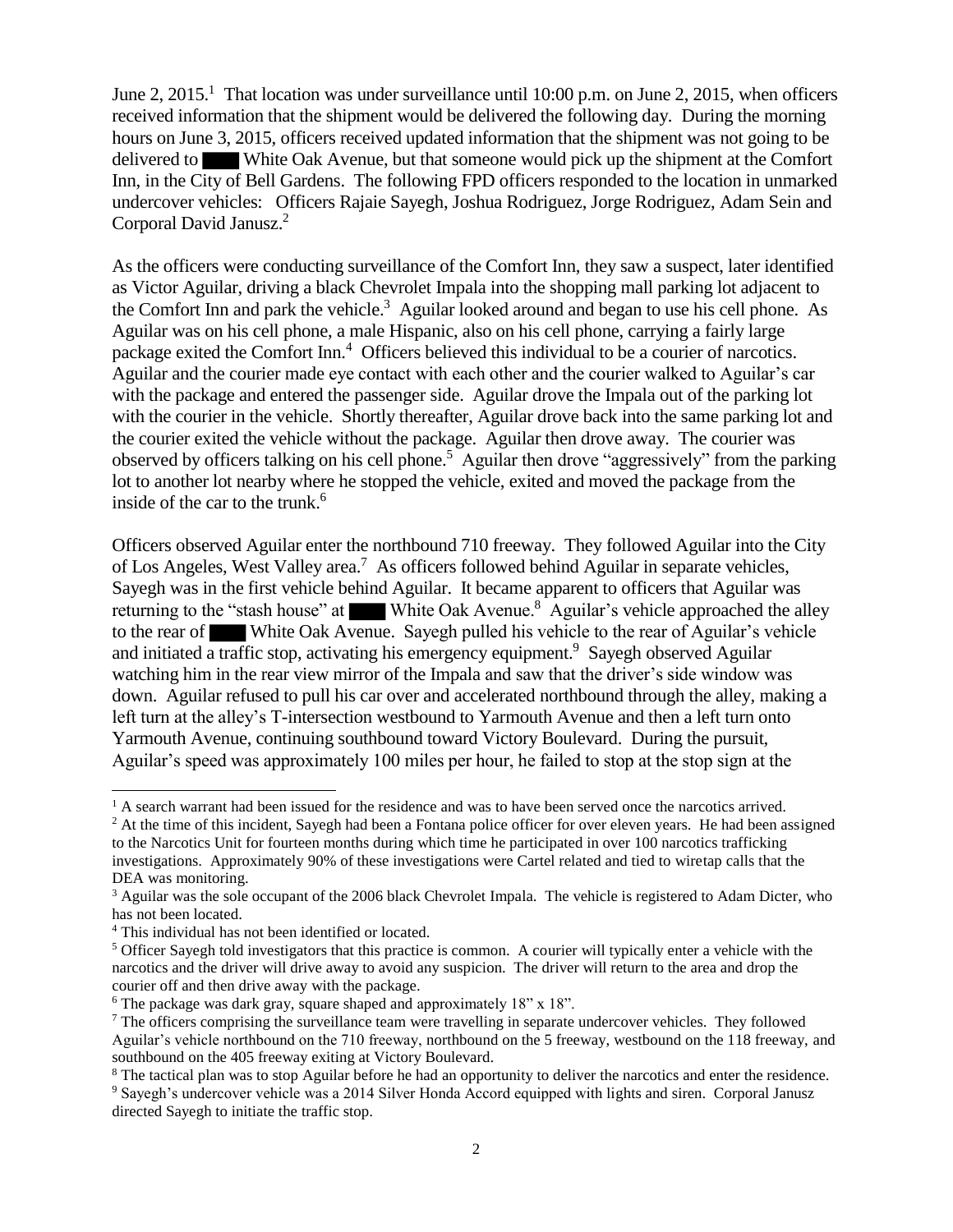June 2, 2015.[1] That location was under surveillance until 10:00 p.m. on June 2, 2015, when officers received information that the shipment would be delivered the following day. During the morning hours on June 3, 2015, officers received updated information that the shipment was not going to be delivered to ████ White Oak Avenue, but that someone would pick up the shipment at the Comfort Inn, in the City of Bell Gardens. The following FPD officers responded to the location in unmarked undercover vehicles: Officers Rajaie Sayegh, Joshua Rodriguez, Jorge Rodriguez, Adam Sein and Corporal David Janusz.[2]

As the officers were conducting surveillance of the Comfort Inn, they saw a suspect, later identified as Victor Aguilar, driving a black Chevrolet Impala into the shopping mall parking lot adjacent to the Comfort Inn and park the vehicle.[3] Aguilar looked around and began to use his cell phone. As Aguilar was on his cell phone, a male Hispanic, also on his cell phone, carrying a fairly large package exited the Comfort Inn.[4] Officers believed this individual to be a courier of narcotics. Aguilar and the courier made eye contact with each other and the courier walked to Aguilar's car with the package and entered the passenger side. Aguilar drove the Impala out of the parking lot with the courier in the vehicle. Shortly thereafter, Aguilar drove back into the same parking lot and the courier exited the vehicle without the package. Aguilar then drove away. The courier was observed by officers talking on his cell phone.[5] Aguilar then drove "aggressively" from the parking lot to another lot nearby where he stopped the vehicle, exited and moved the package from the inside of the car to the trunk.[6]

Officers observed Aguilar enter the northbound 710 freeway. They followed Aguilar into the City of Los Angeles, West Valley area.[7] As officers followed behind Aguilar in separate vehicles, Sayegh was in the first vehicle behind Aguilar. It became apparent to officers that Aguilar was returning to the "stash house" at ████ White Oak Avenue.[8] Aguilar's vehicle approached the alley to the rear of ████ White Oak Avenue. Sayegh pulled his vehicle to the rear of Aguilar's vehicle and initiated a traffic stop, activating his emergency equipment.[9] Sayegh observed Aguilar watching him in the rear view mirror of the Impala and saw that the driver's side window was down. Aguilar refused to pull his car over and accelerated northbound through the alley, making a left turn at the alley's T-intersection westbound to Yarmouth Avenue and then a left turn onto Yarmouth Avenue, continuing southbound toward Victory Boulevard. During the pursuit, Aguilar's speed was approximately 100 miles per hour, he failed to stop at the stop sign at the

---

[1] A search warrant had been issued for the residence and was to have been served once the narcotics arrived.

[2] At the time of this incident, Sayegh had been a Fontana police officer for over eleven years. He had been assigned to the Narcotics Unit for fourteen months during which time he participated in over 100 narcotics trafficking investigations. Approximately 90% of these investigations were Cartel related and tied to wiretap calls that the DEA was monitoring.

[3] Aguilar was the sole occupant of the 2006 black Chevrolet Impala. The vehicle is registered to Adam Dicter, who has not been located.

[4] This individual has not been identified or located.

[5] Officer Sayegh told investigators that this practice is common. A courier will typically enter a vehicle with the narcotics and the driver will drive away to avoid any suspicion. The driver will return to the area and drop the courier off and then drive away with the package.

[6] The package was dark gray, square shaped and approximately 18" x 18".

[7] The officers comprising the surveillance team were travelling in separate undercover vehicles. They followed Aguilar's vehicle northbound on the 710 freeway, northbound on the 5 freeway, westbound on the 118 freeway, and southbound on the 405 freeway exiting at Victory Boulevard.

[8] The tactical plan was to stop Aguilar before he had an opportunity to deliver the narcotics and enter the residence.

[9] Sayegh's undercover vehicle was a 2014 Silver Honda Accord equipped with lights and siren. Corporal Janusz directed Sayegh to initiate the traffic stop.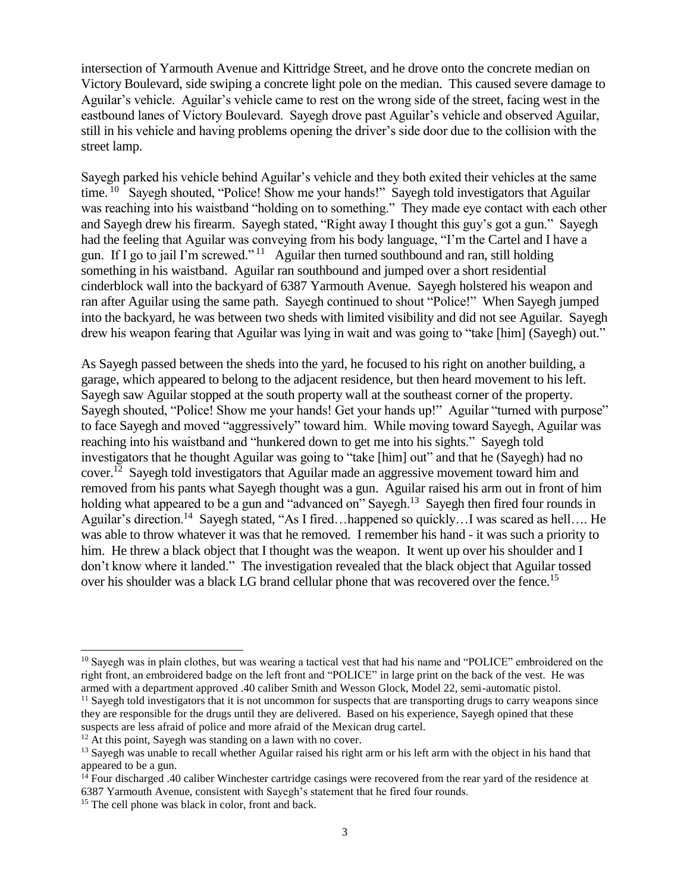intersection of Yarmouth Avenue and Kittridge Street, and he drove onto the concrete median on Victory Boulevard, side swiping a concrete light pole on the median. This caused severe damage to Aguilar's vehicle. Aguilar's vehicle came to rest on the wrong side of the street, facing west in the eastbound lanes of Victory Boulevard. Sayegh drove past Aguilar's vehicle and observed Aguilar, still in his vehicle and having problems opening the driver's side door due to the collision with the street lamp.

Sayegh parked his vehicle behind Aguilar's vehicle and they both exited their vehicles at the same time.[10] Sayegh shouted, "Police! Show me your hands!" Sayegh told investigators that Aguilar was reaching into his waistband "holding on to something." They made eye contact with each other and Sayegh drew his firearm. Sayegh stated, "Right away I thought this guy's got a gun." Sayegh had the feeling that Aguilar was conveying from his body language, "I'm the Cartel and I have a gun. If I go to jail I'm screwed."[11] Aguilar then turned southbound and ran, still holding something in his waistband. Aguilar ran southbound and jumped over a short residential cinderblock wall into the backyard of 6387 Yarmouth Avenue. Sayegh holstered his weapon and ran after Aguilar using the same path. Sayegh continued to shout "Police!" When Sayegh jumped into the backyard, he was between two sheds with limited visibility and did not see Aguilar. Sayegh drew his weapon fearing that Aguilar was lying in wait and was going to "take [him] (Sayegh) out."

As Sayegh passed between the sheds into the yard, he focused to his right on another building, a garage, which appeared to belong to the adjacent residence, but then heard movement to his left. Sayegh saw Aguilar stopped at the south property wall at the southeast corner of the property. Sayegh shouted, "Police! Show me your hands! Get your hands up!" Aguilar "turned with purpose" to face Sayegh and moved "aggressively" toward him. While moving toward Sayegh, Aguilar was reaching into his waistband and "hunkered down to get me into his sights." Sayegh told investigators that he thought Aguilar was going to "take [him] out" and that he (Sayegh) had no cover.[12] Sayegh told investigators that Aguilar made an aggressive movement toward him and removed from his pants what Sayegh thought was a gun. Aguilar raised his arm out in front of him holding what appeared to be a gun and "advanced on" Sayegh.[13] Sayegh then fired four rounds in Aguilar's direction.[14] Sayegh stated, "As I fired…happened so quickly…I was scared as hell…. He was able to throw whatever it was that he removed. I remember his hand - it was such a priority to him. He threw a black object that I thought was the weapon. It went up over his shoulder and I don't know where it landed." The investigation revealed that the black object that Aguilar tossed over his shoulder was a black LG brand cellular phone that was recovered over the fence.[15]

---

[10] Sayegh was in plain clothes, but was wearing a tactical vest that had his name and "POLICE" embroidered on the right front, an embroidered badge on the left front and "POLICE" in large print on the back of the vest. He was armed with a department approved .40 caliber Smith and Wesson Glock, Model 22, semi-automatic pistol.

[11] Sayegh told investigators that it is not uncommon for suspects that are transporting drugs to carry weapons since they are responsible for the drugs until they are delivered. Based on his experience, Sayegh opined that these suspects are less afraid of police and more afraid of the Mexican drug cartel.

[12] At this point, Sayegh was standing on a lawn with no cover.

[13] Sayegh was unable to recall whether Aguilar raised his right arm or his left arm with the object in his hand that appeared to be a gun.

[14] Four discharged .40 caliber Winchester cartridge casings were recovered from the rear yard of the residence at 6387 Yarmouth Avenue, consistent with Sayegh's statement that he fired four rounds.

[15] The cell phone was black in color, front and back.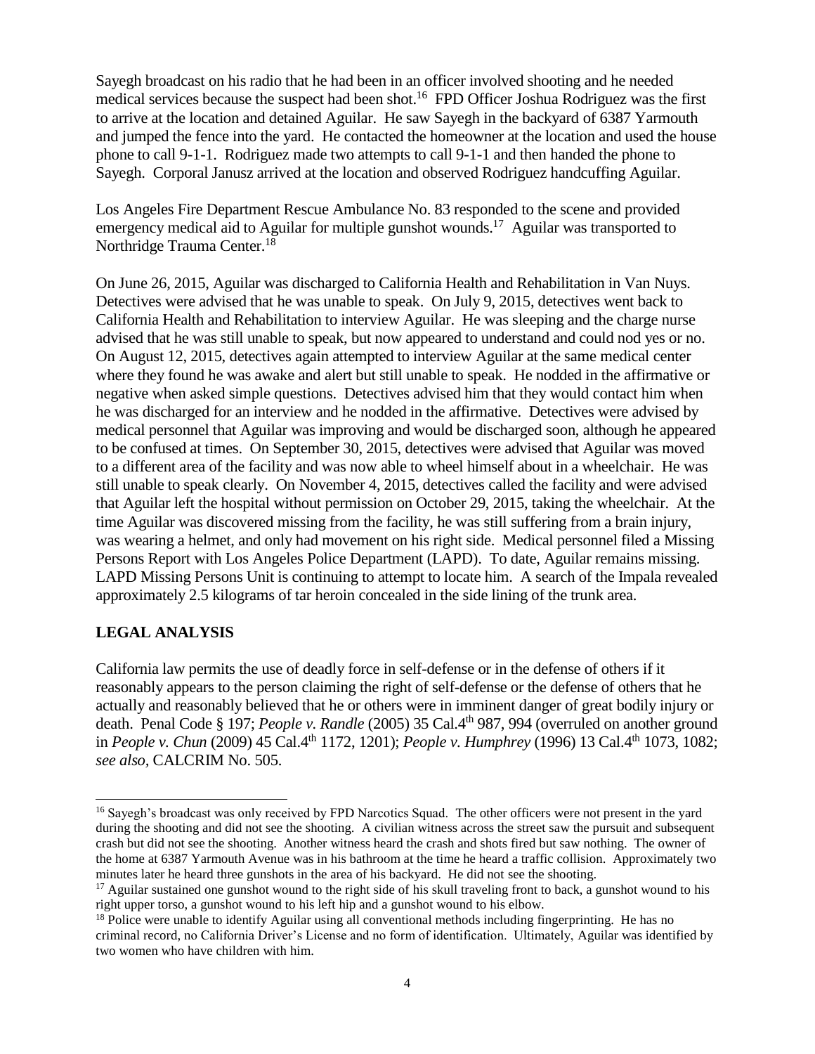Sayegh broadcast on his radio that he had been in an officer involved shooting and he needed medical services because the suspect had been shot.[16] FPD Officer Joshua Rodriguez was the first to arrive at the location and detained Aguilar. He saw Sayegh in the backyard of 6387 Yarmouth and jumped the fence into the yard. He contacted the homeowner at the location and used the house phone to call 9-1-1. Rodriguez made two attempts to call 9-1-1 and then handed the phone to Sayegh. Corporal Janusz arrived at the location and observed Rodriguez handcuffing Aguilar.

Los Angeles Fire Department Rescue Ambulance No. 83 responded to the scene and provided emergency medical aid to Aguilar for multiple gunshot wounds.[17] Aguilar was transported to Northridge Trauma Center.[18]

On June 26, 2015, Aguilar was discharged to California Health and Rehabilitation in Van Nuys. Detectives were advised that he was unable to speak. On July 9, 2015, detectives went back to California Health and Rehabilitation to interview Aguilar. He was sleeping and the charge nurse advised that he was still unable to speak, but now appeared to understand and could nod yes or no. On August 12, 2015, detectives again attempted to interview Aguilar at the same medical center where they found he was awake and alert but still unable to speak. He nodded in the affirmative or negative when asked simple questions. Detectives advised him that they would contact him when he was discharged for an interview and he nodded in the affirmative. Detectives were advised by medical personnel that Aguilar was improving and would be discharged soon, although he appeared to be confused at times. On September 30, 2015, detectives were advised that Aguilar was moved to a different area of the facility and was now able to wheel himself about in a wheelchair. He was still unable to speak clearly. On November 4, 2015, detectives called the facility and were advised that Aguilar left the hospital without permission on October 29, 2015, taking the wheelchair. At the time Aguilar was discovered missing from the facility, he was still suffering from a brain injury, was wearing a helmet, and only had movement on his right side. Medical personnel filed a Missing Persons Report with Los Angeles Police Department (LAPD). To date, Aguilar remains missing. LAPD Missing Persons Unit is continuing to attempt to locate him. A search of the Impala revealed approximately 2.5 kilograms of tar heroin concealed in the side lining of the trunk area.

## LEGAL ANALYSIS

California law permits the use of deadly force in self-defense or in the defense of others if it reasonably appears to the person claiming the right of self-defense or the defense of others that he actually and reasonably believed that he or others were in imminent danger of great bodily injury or death. Penal Code § 197; *People v. Randle* (2005) 35 Cal.4th 987, 994 (overruled on another ground in *People v. Chun* (2009) 45 Cal.4th 1172, 1201); *People v. Humphrey* (1996) 13 Cal.4th 1073, 1082; *see also*, CALCRIM No. 505.

---

[16] Sayegh's broadcast was only received by FPD Narcotics Squad. The other officers were not present in the yard during the shooting and did not see the shooting. A civilian witness across the street saw the pursuit and subsequent crash but did not see the shooting. Another witness heard the crash and shots fired but saw nothing. The owner of the home at 6387 Yarmouth Avenue was in his bathroom at the time he heard a traffic collision. Approximately two minutes later he heard three gunshots in the area of his backyard. He did not see the shooting.

[17] Aguilar sustained one gunshot wound to the right side of his skull traveling front to back, a gunshot wound to his right upper torso, a gunshot wound to his left hip and a gunshot wound to his elbow.

[18] Police were unable to identify Aguilar using all conventional methods including fingerprinting. He has no criminal record, no California Driver's License and no form of identification. Ultimately, Aguilar was identified by two women who have children with him.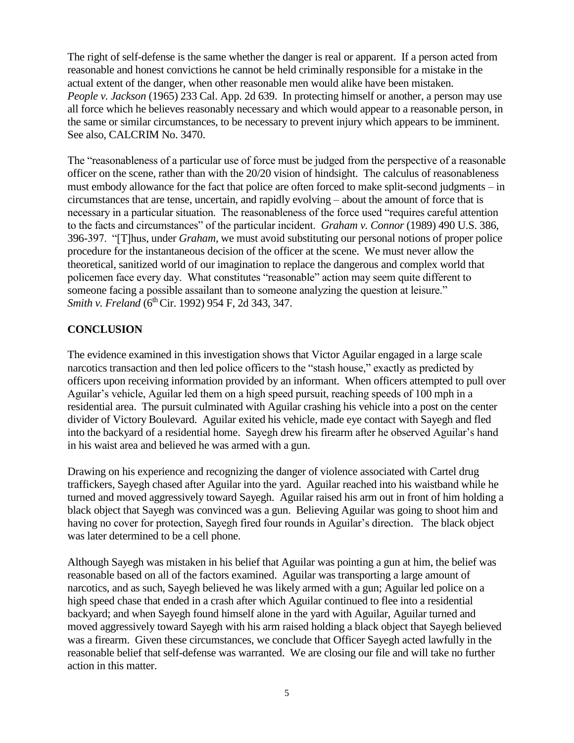The right of self-defense is the same whether the danger is real or apparent. If a person acted from reasonable and honest convictions he cannot be held criminally responsible for a mistake in the actual extent of the danger, when other reasonable men would alike have been mistaken. *People v. Jackson* (1965) 233 Cal. App. 2d 639. In protecting himself or another, a person may use all force which he believes reasonably necessary and which would appear to a reasonable person, in the same or similar circumstances, to be necessary to prevent injury which appears to be imminent. See also, CALCRIM No. 3470.

The "reasonableness of a particular use of force must be judged from the perspective of a reasonable officer on the scene, rather than with the 20/20 vision of hindsight. The calculus of reasonableness must embody allowance for the fact that police are often forced to make split-second judgments – in circumstances that are tense, uncertain, and rapidly evolving – about the amount of force that is necessary in a particular situation. The reasonableness of the force used "requires careful attention to the facts and circumstances" of the particular incident. *Graham v. Connor* (1989) 490 U.S. 386, 396-397. "[T]hus, under *Graham*, we must avoid substituting our personal notions of proper police procedure for the instantaneous decision of the officer at the scene. We must never allow the theoretical, sanitized world of our imagination to replace the dangerous and complex world that policemen face every day. What constitutes "reasonable" action may seem quite different to someone facing a possible assailant than to someone analyzing the question at leisure." *Smith v. Freland* (6th Cir. 1992) 954 F, 2d 343, 347.

## CONCLUSION

The evidence examined in this investigation shows that Victor Aguilar engaged in a large scale narcotics transaction and then led police officers to the "stash house," exactly as predicted by officers upon receiving information provided by an informant. When officers attempted to pull over Aguilar's vehicle, Aguilar led them on a high speed pursuit, reaching speeds of 100 mph in a residential area. The pursuit culminated with Aguilar crashing his vehicle into a post on the center divider of Victory Boulevard. Aguilar exited his vehicle, made eye contact with Sayegh and fled into the backyard of a residential home. Sayegh drew his firearm after he observed Aguilar's hand in his waist area and believed he was armed with a gun.

Drawing on his experience and recognizing the danger of violence associated with Cartel drug traffickers, Sayegh chased after Aguilar into the yard. Aguilar reached into his waistband while he turned and moved aggressively toward Sayegh. Aguilar raised his arm out in front of him holding a black object that Sayegh was convinced was a gun. Believing Aguilar was going to shoot him and having no cover for protection, Sayegh fired four rounds in Aguilar's direction. The black object was later determined to be a cell phone.

Although Sayegh was mistaken in his belief that Aguilar was pointing a gun at him, the belief was reasonable based on all of the factors examined. Aguilar was transporting a large amount of narcotics, and as such, Sayegh believed he was likely armed with a gun; Aguilar led police on a high speed chase that ended in a crash after which Aguilar continued to flee into a residential backyard; and when Sayegh found himself alone in the yard with Aguilar, Aguilar turned and moved aggressively toward Sayegh with his arm raised holding a black object that Sayegh believed was a firearm. Given these circumstances, we conclude that Officer Sayegh acted lawfully in the reasonable belief that self-defense was warranted. We are closing our file and will take no further action in this matter.